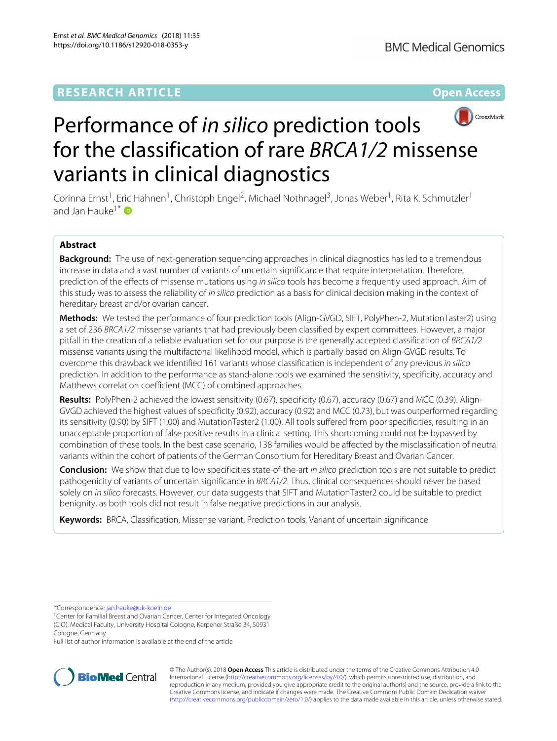RESEARCH ARTICLE

Open Access

# Performance of *in silico* prediction tools for the classification of rare *BRCA1/2* missense variants in clinical diagnostics

Corinna Ernst[1], Eric Hahnen[1], Christoph Engel[2], Michael Nothnagel[3], Jonas Weber[1], Rita K. Schmutzler[1] and Jan Hauke[1*]

## Abstract

**Background:** The use of next-generation sequencing approaches in clinical diagnostics has led to a tremendous increase in data and a vast number of variants of uncertain significance that require interpretation. Therefore, prediction of the effects of missense mutations using *in silico* tools has become a frequently used approach. Aim of this study was to assess the reliability of *in silico* prediction as a basis for clinical decision making in the context of hereditary breast and/or ovarian cancer.

**Methods:** We tested the performance of four prediction tools (Align-GVGD, SIFT, PolyPhen-2, MutationTaster2) using a set of 236 *BRCA1/2* missense variants that had previously been classified by expert committees. However, a major pitfall in the creation of a reliable evaluation set for our purpose is the generally accepted classification of *BRCA1/2* missense variants using the multifactorial likelihood model, which is partially based on Align-GVGD results. To overcome this drawback we identified 161 variants whose classification is independent of any previous *in silico* prediction. In addition to the performance as stand-alone tools we examined the sensitivity, specificity, accuracy and Matthews correlation coefficient (MCC) of combined approaches.

**Results:** PolyPhen-2 achieved the lowest sensitivity (0.67), specificity (0.67), accuracy (0.67) and MCC (0.39). Align-GVGD achieved the highest values of specificity (0.92), accuracy (0.92) and MCC (0.73), but was outperformed regarding its sensitivity (0.90) by SIFT (1.00) and MutationTaster2 (1.00). All tools suffered from poor specificities, resulting in an unacceptable proportion of false positive results in a clinical setting. This shortcoming could not be bypassed by combination of these tools. In the best case scenario, 138 families would be affected by the misclassification of neutral variants within the cohort of patients of the German Consortium for Hereditary Breast and Ovarian Cancer.

**Conclusion:** We show that due to low specificities state-of-the-art *in silico* prediction tools are not suitable to predict pathogenicity of variants of uncertain significance in *BRCA1/2*. Thus, clinical consequences should never be based solely on *in silico* forecasts. However, our data suggests that SIFT and MutationTaster2 could be suitable to predict benignity, as both tools did not result in false negative predictions in our analysis.

**Keywords:** BRCA, Classification, Missense variant, Prediction tools, Variant of uncertain significance

*Correspondence: jan.hauke@uk-koeln.de
[1]Center for Familial Breast and Ovarian Cancer, Center for Integrated Oncology (CIO), Medical Faculty, University Hospital Cologne, Kerpener Straße 34, 50931 Cologne, Germany
Full list of author information is available at the end of the article

© The Author(s). 2018 **Open Access** This article is distributed under the terms of the Creative Commons Attribution 4.0 International License (http://creativecommons.org/licenses/by/4.0/), which permits unrestricted use, distribution, and reproduction in any medium, provided you give appropriate credit to the original author(s) and the source, provide a link to the Creative Commons license, and indicate if changes were made. The Creative Commons Public Domain Dedication waiver (http://creativecommons.org/publicdomain/zero/1.0/) applies to the data made available in this article, unless otherwise stated.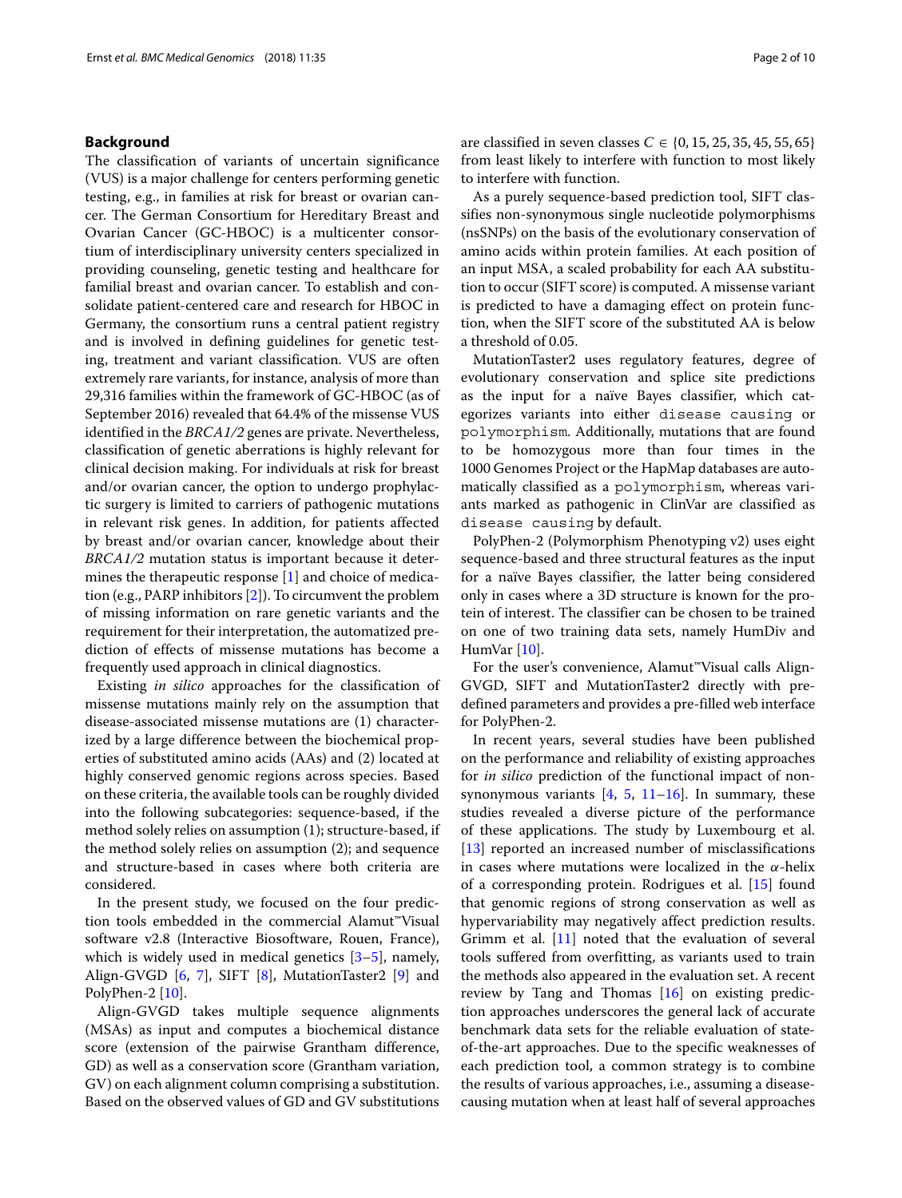## Background

The classification of variants of uncertain significance (VUS) is a major challenge for centers performing genetic testing, e.g., in families at risk for breast or ovarian cancer. The German Consortium for Hereditary Breast and Ovarian Cancer (GC-HBOC) is a multicenter consortium of interdisciplinary university centers specialized in providing counseling, genetic testing and healthcare for familial breast and ovarian cancer. To establish and consolidate patient-centered care and research for HBOC in Germany, the consortium runs a central patient registry and is involved in defining guidelines for genetic testing, treatment and variant classification. VUS are often extremely rare variants, for instance, analysis of more than 29,316 families within the framework of GC-HBOC (as of September 2016) revealed that 64.4% of the missense VUS identified in the *BRCA1/2* genes are private. Nevertheless, classification of genetic aberrations is highly relevant for clinical decision making. For individuals at risk for breast and/or ovarian cancer, the option to undergo prophylactic surgery is limited to carriers of pathogenic mutations in relevant risk genes. In addition, for patients affected by breast and/or ovarian cancer, knowledge about their *BRCA1/2* mutation status is important because it determines the therapeutic response [1] and choice of medication (e.g., PARP inhibitors [2]). To circumvent the problem of missing information on rare genetic variants and the requirement for their interpretation, the automatized prediction of effects of missense mutations has become a frequently used approach in clinical diagnostics.

Existing *in silico* approaches for the classification of missense mutations mainly rely on the assumption that disease-associated missense mutations are (1) characterized by a large difference between the biochemical properties of substituted amino acids (AAs) and (2) located at highly conserved genomic regions across species. Based on these criteria, the available tools can be roughly divided into the following subcategories: sequence-based, if the method solely relies on assumption (1); structure-based, if the method solely relies on assumption (2); and sequence and structure-based in cases where both criteria are considered.

In the present study, we focused on the four prediction tools embedded in the commercial Alamut™Visual software v2.8 (Interactive Biosoftware, Rouen, France), which is widely used in medical genetics [3–5], namely, Align-GVGD [6, 7], SIFT [8], MutationTaster2 [9] and PolyPhen-2 [10].

Align-GVGD takes multiple sequence alignments (MSAs) as input and computes a biochemical distance score (extension of the pairwise Grantham difference, GD) as well as a conservation score (Grantham variation, GV) on each alignment column comprising a substitution. Based on the observed values of GD and GV substitutions are classified in seven classes $C \in \{0, 15, 25, 35, 45, 55, 65\}$ from least likely to interfere with function to most likely to interfere with function.

As a purely sequence-based prediction tool, SIFT classifies non-synonymous single nucleotide polymorphisms (nsSNPs) on the basis of the evolutionary conservation of amino acids within protein families. At each position of an input MSA, a scaled probability for each AA substitution to occur (SIFT score) is computed. A missense variant is predicted to have a damaging effect on protein function, when the SIFT score of the substituted AA is below a threshold of 0.05.

MutationTaster2 uses regulatory features, degree of evolutionary conservation and splice site predictions as the input for a naïve Bayes classifier, which categorizes variants into either `disease causing` or `polymorphism`. Additionally, mutations that are found to be homozygous more than four times in the 1000 Genomes Project or the HapMap databases are automatically classified as a `polymorphism`, whereas variants marked as pathogenic in ClinVar are classified as `disease causing` by default.

PolyPhen-2 (Polymorphism Phenotyping v2) uses eight sequence-based and three structural features as the input for a naïve Bayes classifier, the latter being considered only in cases where a 3D structure is known for the protein of interest. The classifier can be chosen to be trained on one of two training data sets, namely HumDiv and HumVar [10].

For the user's convenience, Alamut™Visual calls Align-GVGD, SIFT and MutationTaster2 directly with predefined parameters and provides a pre-filled web interface for PolyPhen-2.

In recent years, several studies have been published on the performance and reliability of existing approaches for *in silico* prediction of the functional impact of non-synonymous variants [4, 5, 11–16]. In summary, these studies revealed a diverse picture of the performance of these applications. The study by Luxembourg et al. [13] reported an increased number of misclassifications in cases where mutations were localized in the $\alpha$-helix of a corresponding protein. Rodrigues et al. [15] found that genomic regions of strong conservation as well as hypervariability may negatively affect prediction results. Grimm et al. [11] noted that the evaluation of several tools suffered from overfitting, as variants used to train the methods also appeared in the evaluation set. A recent review by Tang and Thomas [16] on existing prediction approaches underscores the general lack of accurate benchmark data sets for the reliable evaluation of state-of-the-art approaches. Due to the specific weaknesses of each prediction tool, a common strategy is to combine the results of various approaches, i.e., assuming a disease-causing mutation when at least half of several approaches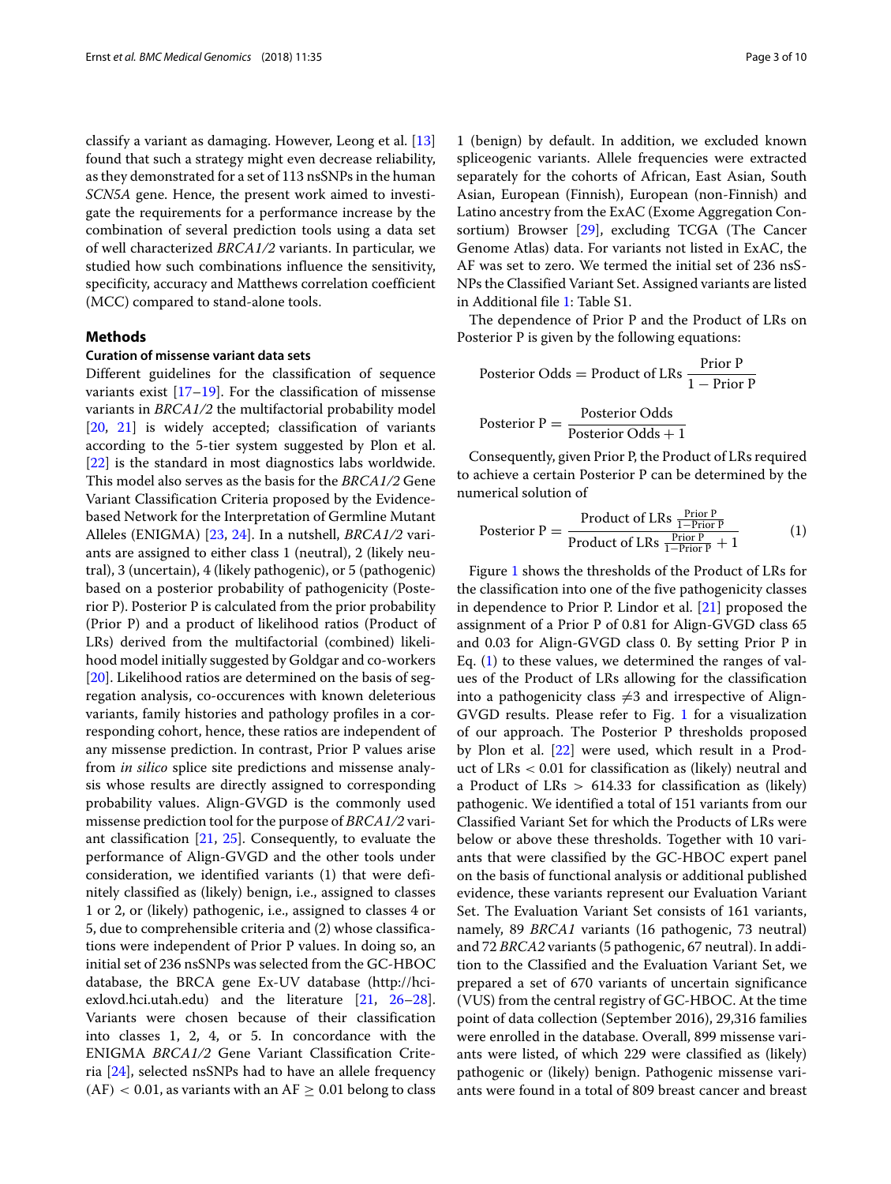classify a variant as damaging. However, Leong et al. [13] found that such a strategy might even decrease reliability, as they demonstrated for a set of 113 nsSNPs in the human *SCN5A* gene. Hence, the present work aimed to investigate the requirements for a performance increase by the combination of several prediction tools using a data set of well characterized *BRCA1/2* variants. In particular, we studied how such combinations influence the sensitivity, specificity, accuracy and Matthews correlation coefficient (MCC) compared to stand-alone tools.

## Methods

### Curation of missense variant data sets

Different guidelines for the classification of sequence variants exist [17–19]. For the classification of missense variants in *BRCA1/2* the multifactorial probability model [20, 21] is widely accepted; classification of variants according to the 5-tier system suggested by Plon et al. [22] is the standard in most diagnostics labs worldwide. This model also serves as the basis for the *BRCA1/2* Gene Variant Classification Criteria proposed by the Evidence-based Network for the Interpretation of Germline Mutant Alleles (ENIGMA) [23, 24]. In a nutshell, *BRCA1/2* variants are assigned to either class 1 (neutral), 2 (likely neutral), 3 (uncertain), 4 (likely pathogenic), or 5 (pathogenic) based on a posterior probability of pathogenicity (Posterior P). Posterior P is calculated from the prior probability (Prior P) and a product of likelihood ratios (Product of LRs) derived from the multifactorial (combined) likelihood model initially suggested by Goldgar and co-workers [20]. Likelihood ratios are determined on the basis of segregation analysis, co-occurences with known deleterious variants, family histories and pathology profiles in a corresponding cohort, hence, these ratios are independent of any missense prediction. In contrast, Prior P values arise from *in silico* splice site predictions and missense analysis whose results are directly assigned to corresponding probability values. Align-GVGD is the commonly used missense prediction tool for the purpose of *BRCA1/2* variant classification [21, 25]. Consequently, to evaluate the performance of Align-GVGD and the other tools under consideration, we identified variants (1) that were definitely classified as (likely) benign, i.e., assigned to classes 1 or 2, or (likely) pathogenic, i.e., assigned to classes 4 or 5, due to comprehensible criteria and (2) whose classifications were independent of Prior P values. In doing so, an initial set of 236 nsSNPs was selected from the GC-HBOC database, the BRCA gene Ex-UV database (http://hci-exlovd.hci.utah.edu) and the literature [21, 26–28]. Variants were chosen because of their classification into classes 1, 2, 4, or 5. In concordance with the ENIGMA *BRCA1/2* Gene Variant Classification Criteria [24], selected nsSNPs had to have an allele frequency (AF) $< 0.01$, as variants with an AF $\geq 0.01$ belong to class 1 (benign) by default. In addition, we excluded known spliceogenic variants. Allele frequencies were extracted separately for the cohorts of African, East Asian, South Asian, European (Finnish), European (non-Finnish) and Latino ancestry from the ExAC (Exome Aggregation Consortium) Browser [29], excluding TCGA (The Cancer Genome Atlas) data. For variants not listed in ExAC, the AF was set to zero. We termed the initial set of 236 nsSNPs the Classified Variant Set. Assigned variants are listed in Additional file 1: Table S1.

The dependence of Prior P and the Product of LRs on Posterior P is given by the following equations:

$$\text{Posterior Odds} = \text{Product of LRs}\ \frac{\text{Prior P}}{1 - \text{Prior P}}$$

$$\text{Posterior P} = \frac{\text{Posterior Odds}}{\text{Posterior Odds} + 1}$$

Consequently, given Prior P, the Product of LRs required to achieve a certain Posterior P can be determined by the numerical solution of

$$\text{Posterior P} = \frac{\text{Product of LRs}\ \frac{\text{Prior P}}{1-\text{Prior P}}}{\text{Product of LRs}\ \frac{\text{Prior P}}{1-\text{Prior P}} + 1} \tag{1}$$

Figure 1 shows the thresholds of the Product of LRs for the classification into one of the five pathogenicity classes in dependence to Prior P. Lindor et al. [21] proposed the assignment of a Prior P of 0.81 for Align-GVGD class 65 and 0.03 for Align-GVGD class 0. By setting Prior P in Eq. (1) to these values, we determined the ranges of values of the Product of LRs allowing for the classification into a pathogenicity class $\neq 3$ and irrespective of Align-GVGD results. Please refer to Fig. 1 for a visualization of our approach. The Posterior P thresholds proposed by Plon et al. [22] were used, which result in a Product of LRs $< 0.01$ for classification as (likely) neutral and a Product of LRs $> 614.33$ for classification as (likely) pathogenic. We identified a total of 151 variants from our Classified Variant Set for which the Products of LRs were below or above these thresholds. Together with 10 variants that were classified by the GC-HBOC expert panel on the basis of functional analysis or additional published evidence, these variants represent our Evaluation Variant Set. The Evaluation Variant Set consists of 161 variants, namely, 89 *BRCA1* variants (16 pathogenic, 73 neutral) and 72 *BRCA2* variants (5 pathogenic, 67 neutral). In addition to the Classified and the Evaluation Variant Set, we prepared a set of 670 variants of uncertain significance (VUS) from the central registry of GC-HBOC. At the time point of data collection (September 2016), 29,316 families were enrolled in the database. Overall, 899 missense variants were listed, of which 229 were classified as (likely) pathogenic or (likely) benign. Pathogenic missense variants were found in a total of 809 breast cancer and breast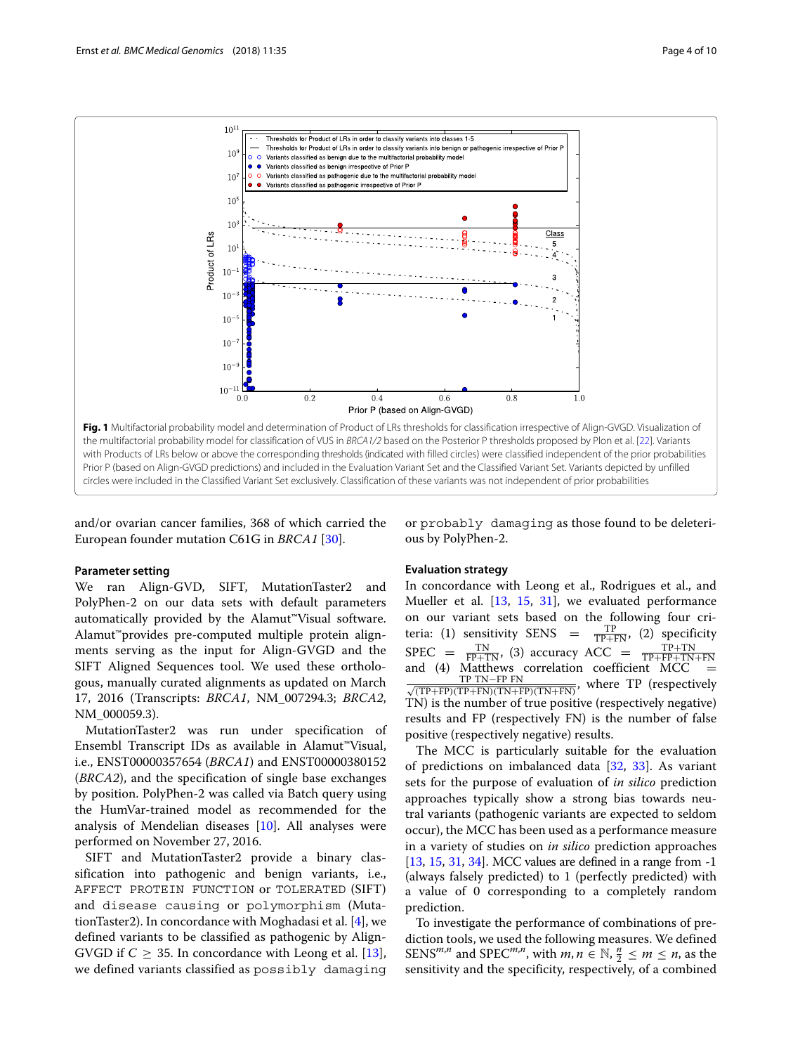**Fig. 1** Multifactorial probability model and determination of Product of LRs thresholds for classification irrespective of Align-GVGD. Visualization of the multifactorial probability model for classification of VUS in *BRCA1/2* based on the Posterior P thresholds proposed by Plon et al. [22]. Variants with Products of LRs below or above the corresponding thresholds (indicated with filled circles) were classified independent of the prior probabilities Prior P (based on Align-GVGD predictions) and included in the Evaluation Variant Set and the Classified Variant Set. Variants depicted by unfilled circles were included in the Classified Variant Set exclusively. Classification of these variants was not independent of prior probabilities

and/or ovarian cancer families, 368 of which carried the European founder mutation C61G in *BRCA1* [30].

#### Parameter setting

We ran Align-GVD, SIFT, MutationTaster2 and PolyPhen-2 on our data sets with default parameters automatically provided by the Alamut™Visual software. Alamut™provides pre-computed multiple protein alignments serving as the input for Align-GVGD and the SIFT Aligned Sequences tool. We used these orthologous, manually curated alignments as updated on March 17, 2016 (Transcripts: *BRCA1*, NM_007294.3; *BRCA2*, NM_000059.3).

MutationTaster2 was run under specification of Ensembl Transcript IDs as available in Alamut™Visual, i.e., ENST00000357654 (*BRCA1*) and ENST00000380152 (*BRCA2*), and the specification of single base exchanges by position. PolyPhen-2 was called via Batch query using the HumVar-trained model as recommended for the analysis of Mendelian diseases [10]. All analyses were performed on November 27, 2016.

SIFT and MutationTaster2 provide a binary classification into pathogenic and benign variants, i.e., `AFFECT PROTEIN FUNCTION` or `TOLERATED` (SIFT) and `disease causing` or `polymorphism` (MutationTaster2). In concordance with Moghadasi et al. [4], we defined variants to be classified as pathogenic by Align-GVGD if $C \geq 35$. In concordance with Leong et al. [13], we defined variants classified as `possibly damaging` or `probably damaging` as those found to be deleterious by PolyPhen-2.

#### Evaluation strategy

In concordance with Leong et al., Rodrigues et al., and Mueller et al. [13, 15, 31], we evaluated performance on our variant sets based on the following four criteria: (1) sensitivity $\text{SENS} = \frac{\text{TP}}{\text{TP+FN}}$, (2) specificity $\text{SPEC} = \frac{\text{TN}}{\text{FP+TN}}$, (3) accuracy $\text{ACC} = \frac{\text{TP+TN}}{\text{TP+FP+TN+FN}}$ and (4) Matthews correlation coefficient $\text{MCC} = \frac{\text{TP TN}-\text{FP FN}}{\sqrt{(\text{TP+FP})(\text{TP+FN})(\text{TN+FP})(\text{TN+FN})}}$, where TP (respectively TN) is the number of true positive (respectively negative) results and FP (respectively FN) is the number of false positive (respectively negative) results.

The MCC is particularly suitable for the evaluation of predictions on imbalanced data [32, 33]. As variant sets for the purpose of evaluation of *in silico* prediction approaches typically show a strong bias towards neutral variants (pathogenic variants are expected to seldom occur), the MCC has been used as a performance measure in a variety of studies on *in silico* prediction approaches [13, 15, 31, 34]. MCC values are defined in a range from -1 (always falsely predicted) to 1 (perfectly predicted) with a value of 0 corresponding to a completely random prediction.

To investigate the performance of combinations of prediction tools, we used the following measures. We defined $\text{SENS}^{m,n}$ and $\text{SPEC}^{m,n}$, with $m, n \in \mathbb{N}, \frac{n}{2} \leq m \leq n$, as the sensitivity and the specificity, respectively, of a combined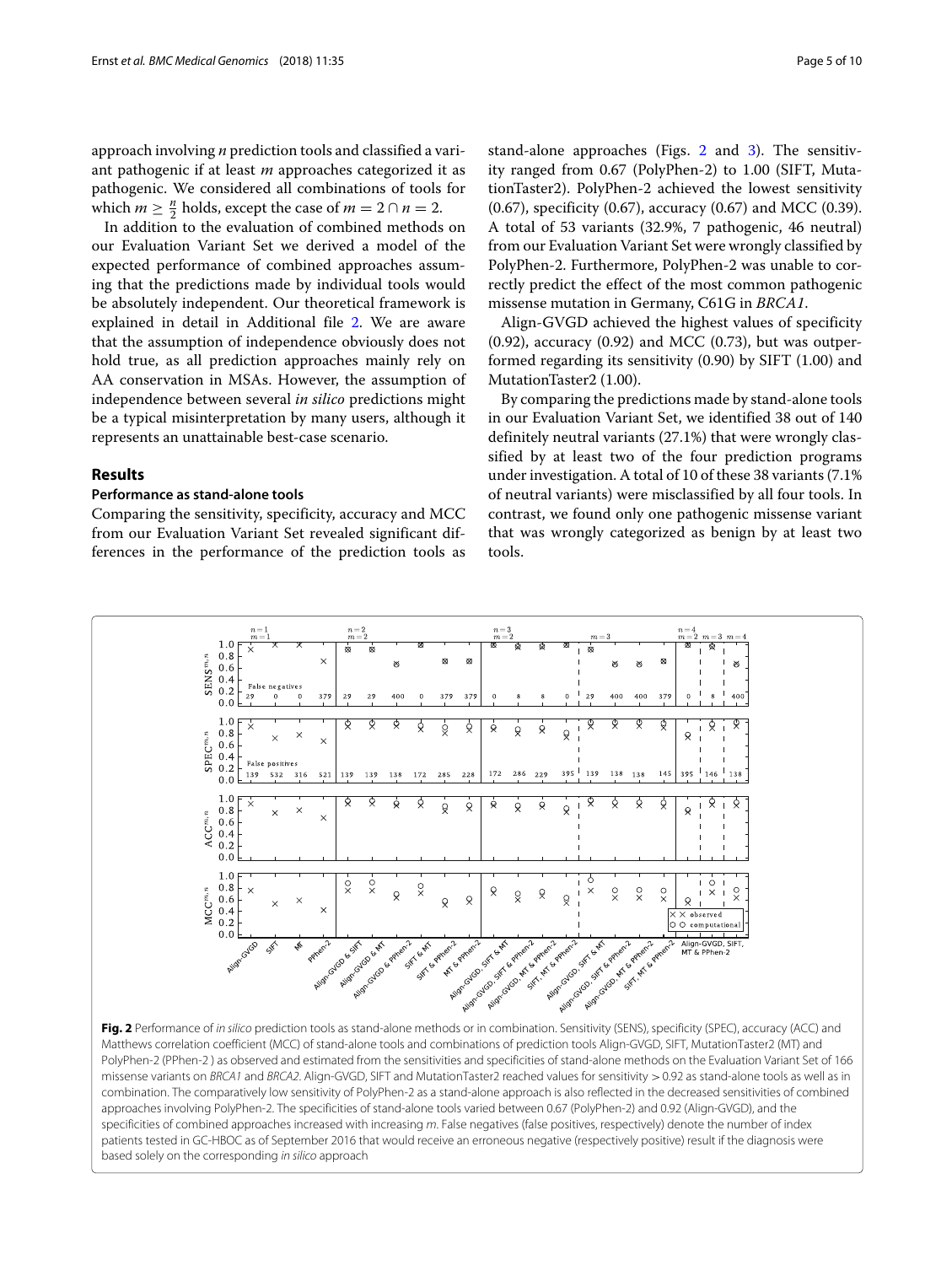approach involving $n$ prediction tools and classified a variant pathogenic if at least $m$ approaches categorized it as pathogenic. We considered all combinations of tools for which $m \geq \frac{n}{2}$ holds, except the case of $m = 2 \cap n = 2$.

In addition to the evaluation of combined methods on our Evaluation Variant Set we derived a model of the expected performance of combined approaches assuming that the predictions made by individual tools would be absolutely independent. Our theoretical framework is explained in detail in Additional file 2. We are aware that the assumption of independence obviously does not hold true, as all prediction approaches mainly rely on AA conservation in MSAs. However, the assumption of independence between several *in silico* predictions might be a typical misinterpretation by many users, although it represents an unattainable best-case scenario.

## Results

### Performance as stand-alone tools

Comparing the sensitivity, specificity, accuracy and MCC from our Evaluation Variant Set revealed significant differences in the performance of the prediction tools as stand-alone approaches (Figs. 2 and 3). The sensitivity ranged from 0.67 (PolyPhen-2) to 1.00 (SIFT, MutationTaster2). PolyPhen-2 achieved the lowest sensitivity (0.67), specificity (0.67), accuracy (0.67) and MCC (0.39). A total of 53 variants (32.9%, 7 pathogenic, 46 neutral) from our Evaluation Variant Set were wrongly classified by PolyPhen-2. Furthermore, PolyPhen-2 was unable to correctly predict the effect of the most common pathogenic missense mutation in Germany, C61G in *BRCA1*.

Align-GVGD achieved the highest values of specificity (0.92), accuracy (0.92) and MCC (0.73), but was outperformed regarding its sensitivity (0.90) by SIFT (1.00) and MutationTaster2 (1.00).

By comparing the predictions made by stand-alone tools in our Evaluation Variant Set, we identified 38 out of 140 definitely neutral variants (27.1%) that were wrongly classified by at least two of the four prediction programs under investigation. A total of 10 of these 38 variants (7.1% of neutral variants) were misclassified by all four tools. In contrast, we found only one pathogenic missense variant that was wrongly categorized as benign by at least two tools.

**Fig. 2** Performance of *in silico* prediction tools as stand-alone methods or in combination. Sensitivity (SENS), specificity (SPEC), accuracy (ACC) and Matthews correlation coefficient (MCC) of stand-alone tools and combinations of prediction tools Align-GVGD, SIFT, MutationTaster2 (MT) and PolyPhen-2 (PPhen-2 ) as observed and estimated from the sensitivities and specificities of stand-alone methods on the Evaluation Variant Set of 166 missense variants on *BRCA1* and *BRCA2*. Align-GVGD, SIFT and MutationTaster2 reached values for sensitivity > 0.92 as stand-alone tools as well as in combination. The comparatively low sensitivity of PolyPhen-2 as a stand-alone approach is also reflected in the decreased sensitivities of combined approaches involving PolyPhen-2. The specificities of stand-alone tools varied between 0.67 (PolyPhen-2) and 0.92 (Align-GVGD), and the specificities of combined approaches increased with increasing $m$. False negatives (false positives, respectively) denote the number of index patients tested in GC-HBOC as of September 2016 that would receive an erroneous negative (respectively positive) result if the diagnosis were based solely on the corresponding *in silico* approach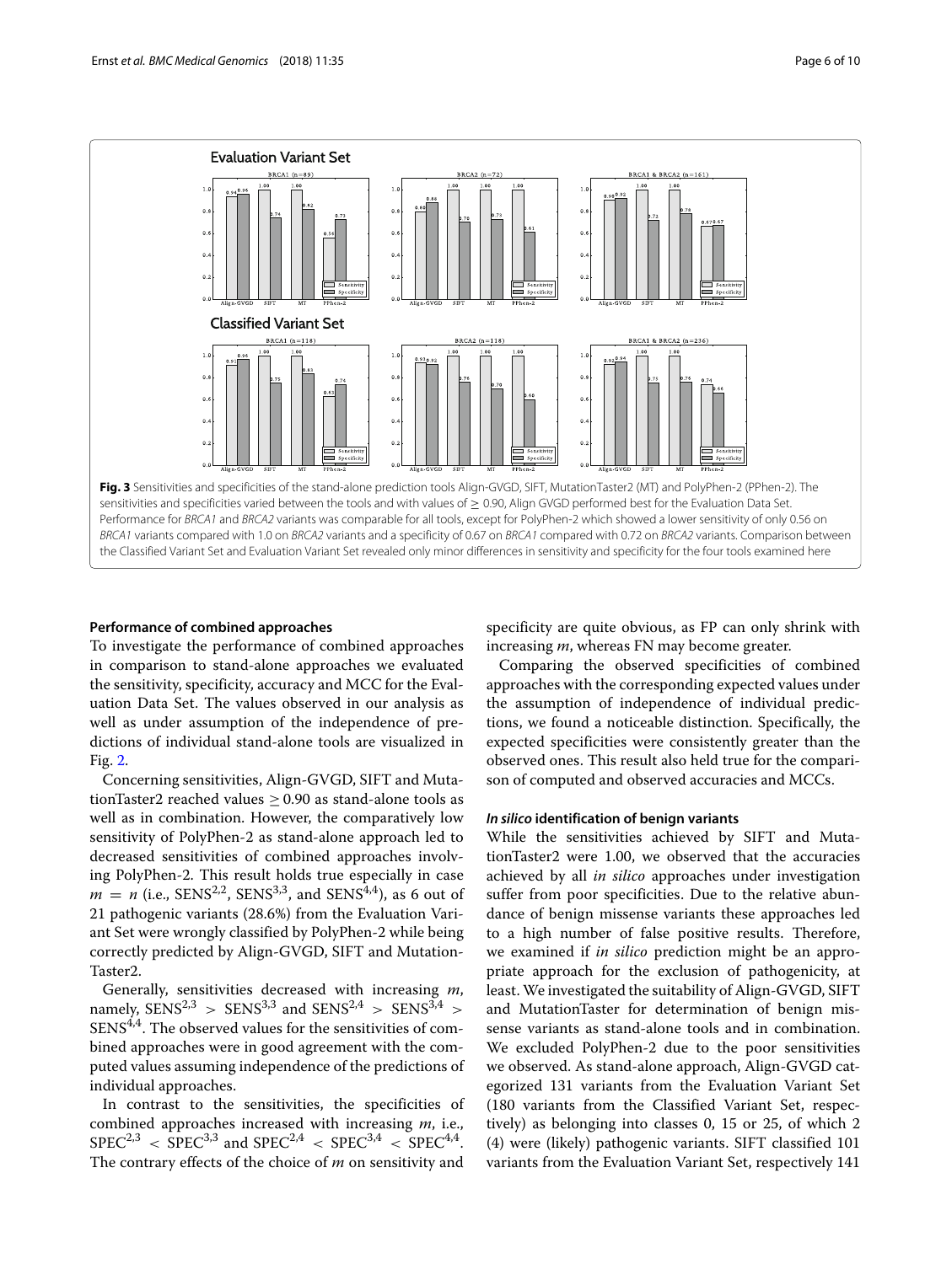**Fig. 3** Sensitivities and specificities of the stand-alone prediction tools Align-GVGD, SIFT, MutationTaster2 (MT) and PolyPhen-2 (PPhen-2). The sensitivities and specificities varied between the tools and with values of ≥ 0.90, Align GVGD performed best for the Evaluation Data Set. Performance for *BRCA1* and *BRCA2* variants was comparable for all tools, except for PolyPhen-2 which showed a lower sensitivity of only 0.56 on *BRCA1* variants compared with 1.0 on *BRCA2* variants and a specificity of 0.67 on *BRCA1* compared with 0.72 on *BRCA2* variants. Comparison between the Classified Variant Set and Evaluation Variant Set revealed only minor differences in sensitivity and specificity for the four tools examined here

#### Performance of combined approaches

To investigate the performance of combined approaches in comparison to stand-alone approaches we evaluated the sensitivity, specificity, accuracy and MCC for the Evaluation Data Set. The values observed in our analysis as well as under assumption of the independence of predictions of individual stand-alone tools are visualized in Fig. 2.

Concerning sensitivities, Align-GVGD, SIFT and MutationTaster2 reached values ≥ 0.90 as stand-alone tools as well as in combination. However, the comparatively low sensitivity of PolyPhen-2 as stand-alone approach led to decreased sensitivities of combined approaches involving PolyPhen-2. This result holds true especially in case $m = n$ (i.e., $\mathrm{SENS}^{2,2}$, $\mathrm{SENS}^{3,3}$, and $\mathrm{SENS}^{4,4}$), as 6 out of 21 pathogenic variants (28.6%) from the Evaluation Variant Set were wrongly classified by PolyPhen-2 while being correctly predicted by Align-GVGD, SIFT and MutationTaster2.

Generally, sensitivities decreased with increasing $m$, namely, $\mathrm{SENS}^{2,3} > \mathrm{SENS}^{3,3}$ and $\mathrm{SENS}^{2,4} > \mathrm{SENS}^{3,4} > \mathrm{SENS}^{4,4}$. The observed values for the sensitivities of combined approaches were in good agreement with the computed values assuming independence of the predictions of individual approaches.

In contrast to the sensitivities, the specificities of combined approaches increased with increasing $m$, i.e., $\mathrm{SPEC}^{2,3} < \mathrm{SPEC}^{3,3}$ and $\mathrm{SPEC}^{2,4} < \mathrm{SPEC}^{3,4} < \mathrm{SPEC}^{4,4}$. The contrary effects of the choice of $m$ on sensitivity and specificity are quite obvious, as FP can only shrink with increasing $m$, whereas FN may become greater.

Comparing the observed specificities of combined approaches with the corresponding expected values under the assumption of independence of individual predictions, we found a noticeable distinction. Specifically, the expected specificities were consistently greater than the observed ones. This result also held true for the comparison of computed and observed accuracies and MCCs.

#### *In silico* identification of benign variants

While the sensitivities achieved by SIFT and MutationTaster2 were 1.00, we observed that the accuracies achieved by all *in silico* approaches under investigation suffer from poor specificities. Due to the relative abundance of benign missense variants these approaches led to a high number of false positive results. Therefore, we examined if *in silico* prediction might be an appropriate approach for the exclusion of pathogenicity, at least. We investigated the suitability of Align-GVGD, SIFT and MutationTaster for determination of benign missense variants as stand-alone tools and in combination. We excluded PolyPhen-2 due to the poor sensitivities we observed. As stand-alone approach, Align-GVGD categorized 131 variants from the Evaluation Variant Set (180 variants from the Classified Variant Set, respectively) as belonging into classes 0, 15 or 25, of which 2 (4) were (likely) pathogenic variants. SIFT classified 101 variants from the Evaluation Variant Set, respectively 141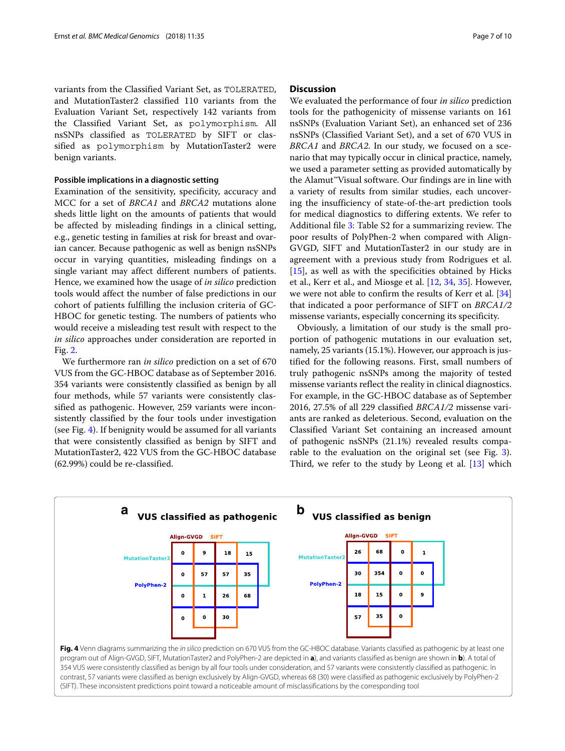variants from the Classified Variant Set, as `TOLERATED`, and MutationTaster2 classified 110 variants from the Evaluation Variant Set, respectively 142 variants from the Classified Variant Set, as `polymorphism`. All nsSNPs classified as `TOLERATED` by SIFT or classified as `polymorphism` by MutationTaster2 were benign variants.

### Possible implications in a diagnostic setting

Examination of the sensitivity, specificity, accuracy and MCC for a set of *BRCA1* and *BRCA2* mutations alone sheds little light on the amounts of patients that would be affected by misleading findings in a clinical setting, e.g., genetic testing in families at risk for breast and ovarian cancer. Because pathogenic as well as benign nsSNPs occur in varying quantities, misleading findings on a single variant may affect different numbers of patients. Hence, we examined how the usage of *in silico* prediction tools would affect the number of false predictions in our cohort of patients fulfilling the inclusion criteria of GC-HBOC for genetic testing. The numbers of patients who would receive a misleading test result with respect to the *in silico* approaches under consideration are reported in Fig. 2.

We furthermore ran *in silico* prediction on a set of 670 VUS from the GC-HBOC database as of September 2016. 354 variants were consistently classified as benign by all four methods, while 57 variants were consistently classified as pathogenic. However, 259 variants were inconsistently classified by the four tools under investigation (see Fig. 4). If benignity would be assumed for all variants that were consistently classified as benign by SIFT and MutationTaster2, 422 VUS from the GC-HBOC database (62.99%) could be re-classified.

## Discussion

We evaluated the performance of four *in silico* prediction tools for the pathogenicity of missense variants on 161 nsSNPs (Evaluation Variant Set), an enhanced set of 236 nsSNPs (Classified Variant Set), and a set of 670 VUS in *BRCA1* and *BRCA2*. In our study, we focused on a scenario that may typically occur in clinical practice, namely, we used a parameter setting as provided automatically by the Alamut™Visual software. Our findings are in line with a variety of results from similar studies, each uncovering the insufficiency of state-of-the-art prediction tools for medical diagnostics to differing extents. We refer to Additional file 3: Table S2 for a summarizing review. The poor results of PolyPhen-2 when compared with Align-GVGD, SIFT and MutationTaster2 in our study are in agreement with a previous study from Rodrigues et al. [15], as well as with the specificities obtained by Hicks et al., Kerr et al., and Miosge et al. [12, 34, 35]. However, we were not able to confirm the results of Kerr et al. [34] that indicated a poor performance of SIFT on *BRCA1/2* missense variants, especially concerning its specificity.

Obviously, a limitation of our study is the small proportion of pathogenic mutations in our evaluation set, namely, 25 variants (15.1%). However, our approach is justified for the following reasons. First, small numbers of truly pathogenic nsSNPs among the majority of tested missense variants reflect the reality in clinical diagnostics. For example, in the GC-HBOC database as of September 2016, 27.5% of all 229 classified *BRCA1/2* missense variants are ranked as deleterious. Second, evaluation on the Classified Variant Set containing an increased amount of pathogenic nsSNPs (21.1%) revealed results comparable to the evaluation on the original set (see Fig. 3). Third, we refer to the study by Leong et al. [13] which

**Fig. 4** Venn diagrams summarizing the *in silico* prediction on 670 VUS from the GC-HBOC database. Variants classified as pathogenic by at least one program out of Align-GVGD, SIFT, MutationTaster2 and PolyPhen-2 are depicted in **a**), and variants classified as benign are shown in **b**). A total of 354 VUS were consistently classified as benign by all four tools under consideration, and 57 variants were consistently classified as pathogenic. In contrast, 57 variants were classified as benign exclusively by Align-GVGD, whereas 68 (30) were classified as pathogenic exclusively by PolyPhen-2 (SIFT). These inconsistent predictions point toward a noticeable amount of misclassifications by the corresponding tool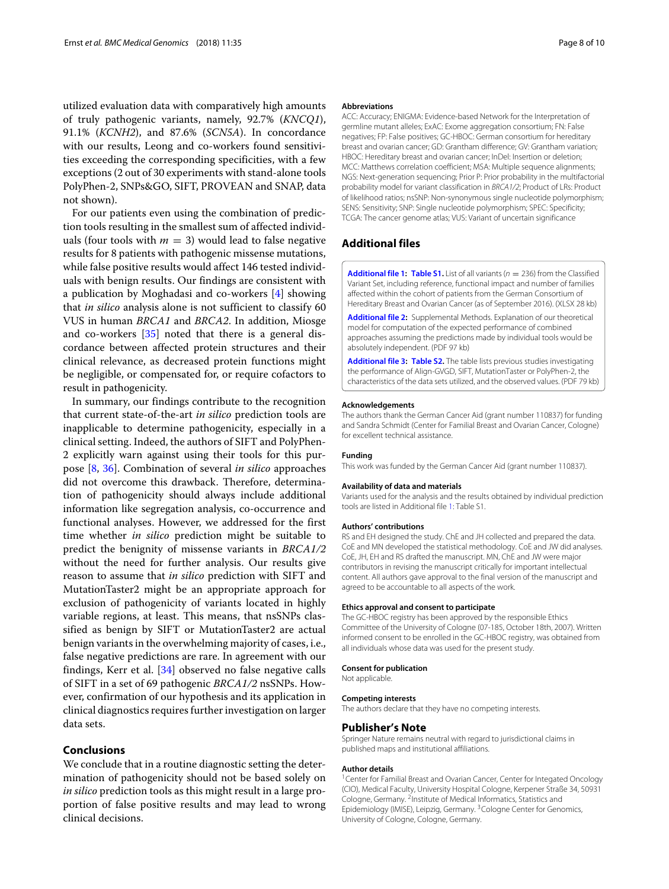utilized evaluation data with comparatively high amounts of truly pathogenic variants, namely, 92.7% (*KNCQ1*), 91.1% (*KCNH2*), and 87.6% (*SCN5A*). In concordance with our results, Leong and co-workers found sensitivities exceeding the corresponding specificities, with a few exceptions (2 out of 30 experiments with stand-alone tools PolyPhen-2, SNPs&GO, SIFT, PROVEAN and SNAP, data not shown).

For our patients even using the combination of prediction tools resulting in the smallest sum of affected individuals (four tools with $m = 3$) would lead to false negative results for 8 patients with pathogenic missense mutations, while false positive results would affect 146 tested individuals with benign results. Our findings are consistent with a publication by Moghadasi and co-workers [4] showing that *in silico* analysis alone is not sufficient to classify 60 VUS in human *BRCA1* and *BRCA2*. In addition, Miosge and co-workers [35] noted that there is a general discordance between affected protein structures and their clinical relevance, as decreased protein functions might be negligible, or compensated for, or require cofactors to result in pathogenicity.

In summary, our findings contribute to the recognition that current state-of-the-art *in silico* prediction tools are inapplicable to determine pathogenicity, especially in a clinical setting. Indeed, the authors of SIFT and PolyPhen-2 explicitly warn against using their tools for this purpose [8, 36]. Combination of several *in silico* approaches did not overcome this drawback. Therefore, determination of pathogenicity should always include additional information like segregation analysis, co-occurrence and functional analyses. However, we addressed for the first time whether *in silico* prediction might be suitable to predict the benignity of missense variants in *BRCA1/2* without the need for further analysis. Our results give reason to assume that *in silico* prediction with SIFT and MutationTaster2 might be an appropriate approach for exclusion of pathogenicity of variants located in highly variable regions, at least. This means, that nsSNPs classified as benign by SIFT or MutationTaster2 are actual benign variants in the overwhelming majority of cases, i.e., false negative predictions are rare. In agreement with our findings, Kerr et al. [34] observed no false negative calls of SIFT in a set of 69 pathogenic *BRCA1/2* nsSNPs. However, confirmation of our hypothesis and its application in clinical diagnostics requires further investigation on larger data sets.

## Conclusions

We conclude that in a routine diagnostic setting the determination of pathogenicity should not be based solely on *in silico* prediction tools as this might result in a large proportion of false positive results and may lead to wrong clinical decisions.

#### Abbreviations

ACC: Accuracy; ENIGMA: Evidence-based Network for the Interpretation of germline mutant alleles; ExAC: Exome aggregation consortium; FN: False negatives; FP: False positives; GC-HBOC: German consortium for hereditary breast and ovarian cancer; GD: Grantham difference; GV: Grantham variation; HBOC: Hereditary breast and ovarian cancer; InDel: Insertion or deletion; MCC: Matthews correlation coefficient; MSA: Multiple sequence alignments; NGS: Next-generation sequencing; Prior P: Prior probability in the multifactorial probability model for variant classification in *BRCA1/2*; Product of LRs: Product of likelihood ratios; nsSNP: Non-synonymous single nucleotide polymorphism; SENS: Sensitivity; SNP: Single nucleotide polymorphism; SPEC: Specificity; TCGA: The cancer genome atlas; VUS: Variant of uncertain significance

## Additional files

**Additional file 1: Table S1.** List of all variants ($n = 236$) from the Classified Variant Set, including reference, functional impact and number of families affected within the cohort of patients from the German Consortium of Hereditary Breast and Ovarian Cancer (as of September 2016). (XLSX 28 kb)

**Additional file 2:** Supplemental Methods. Explanation of our theoretical model for computation of the expected performance of combined approaches assuming the predictions made by individual tools would be absolutely independent. (PDF 97 kb)

**Additional file 3: Table S2.** The table lists previous studies investigating the performance of Align-GVGD, SIFT, MutationTaster or PolyPhen-2, the characteristics of the data sets utilized, and the observed values. (PDF 79 kb)

#### Acknowledgements

The authors thank the German Cancer Aid (grant number 110837) for funding and Sandra Schmidt (Center for Familial Breast and Ovarian Cancer, Cologne) for excellent technical assistance.

#### Funding

This work was funded by the German Cancer Aid (grant number 110837).

#### Availability of data and materials

Variants used for the analysis and the results obtained by individual prediction tools are listed in Additional file 1: Table S1.

#### Authors' contributions

RS and EH designed the study. ChE and JH collected and prepared the data. CoE and MN developed the statistical methodology. CoE and JW did analyses. CoE, JH, EH and RS drafted the manuscript. MN, ChE and JW were major contributors in revising the manuscript critically for important intellectual content. All authors gave approval to the final version of the manuscript and agreed to be accountable to all aspects of the work.

#### Ethics approval and consent to participate

The GC-HBOC registry has been approved by the responsible Ethics Committee of the University of Cologne (07-185, October 18th, 2007). Written informed consent to be enrolled in the GC-HBOC registry, was obtained from all individuals whose data was used for the present study.

#### Consent for publication

Not applicable.

#### Competing interests

The authors declare that they have no competing interests.

## Publisher's Note

Springer Nature remains neutral with regard to jurisdictional claims in published maps and institutional affiliations.

#### Author details

[1] Center for Familial Breast and Ovarian Cancer, Center for Integrated Oncology (CIO), Medical Faculty, University Hospital Cologne, Kerpener Straße 34, 50931 Cologne, Germany. [2] Institute of Medical Informatics, Statistics and Epidemiology (IMISE), Leipzig, Germany. [3] Cologne Center for Genomics, University of Cologne, Cologne, Germany.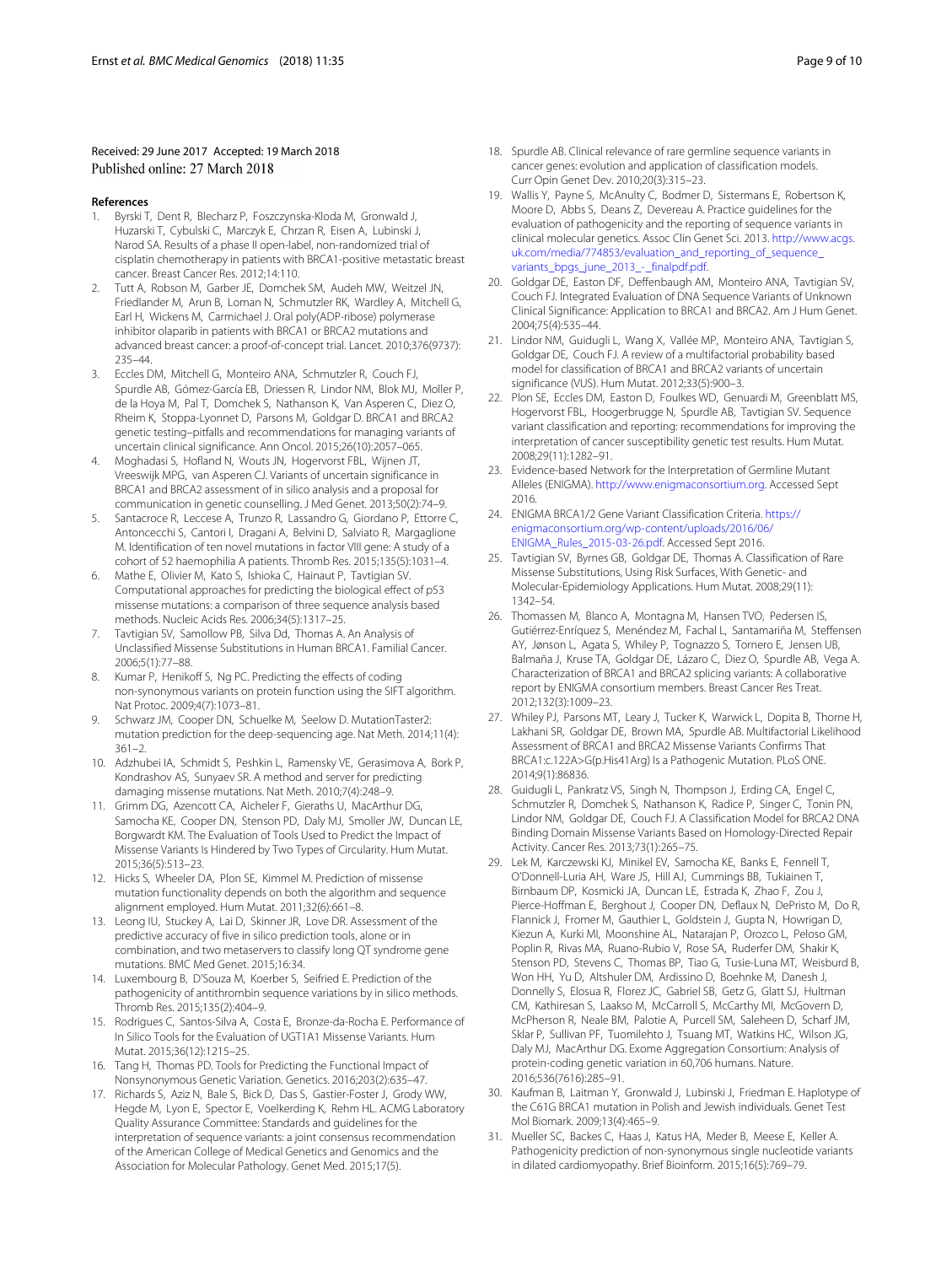Received: 29 June 2017 Accepted: 19 March 2018
Published online: 27 March 2018

## References

1. Byrski T, Dent R, Blecharz P, Foszczynska-Kloda M, Gronwald J, Huzarski T, Cybulski C, Marczyk E, Chrzan R, Eisen A, Lubinski J, Narod SA. Results of a phase II open-label, non-randomized trial of cisplatin chemotherapy in patients with BRCA1-positive metastatic breast cancer. Breast Cancer Res. 2012;14:110.
2. Tutt A, Robson M, Garber JE, Domchek SM, Audeh MW, Weitzel JN, Friedlander M, Arun B, Loman N, Schmutzler RK, Wardley A, Mitchell G, Earl H, Wickens M, Carmichael J. Oral poly(ADP-ribose) polymerase inhibitor olaparib in patients with BRCA1 or BRCA2 mutations and advanced breast cancer: a proof-of-concept trial. Lancet. 2010;376(9737): 235–44.
3. Eccles DM, Mitchell G, Monteiro ANA, Schmutzler R, Couch FJ, Spurdle AB, Gómez-García EB, Driessen R, Lindor NM, Blok MJ, Moller P, de la Hoya M, Pal T, Domchek S, Nathanson K, Van Asperen C, Diez O, Rheim K, Stoppa-Lyonnet D, Parsons M, Goldgar D. BRCA1 and BRCA2 genetic testing–pitfalls and recommendations for managing variants of uncertain clinical significance. Ann Oncol. 2015;26(10):2057–065.
4. Moghadasi S, Hofland N, Wouts JN, Hogervorst FBL, Wijnen JT, Vreeswijk MPG, van Asperen CJ. Variants of uncertain significance in BRCA1 and BRCA2 assessment of in silico analysis and a proposal for communication in genetic counselling. J Med Genet. 2013;50(2):74–9.
5. Santacroce R, Leccese A, Trunzo R, Lassandro G, Giordano P, Ettorre C, Antoncecchi S, Cantori I, Dragani A, Belvini D, Salviato R, Margaglione M. Identification of ten novel mutations in factor VIII gene: A study of a cohort of 52 haemophilia A patients. Thromb Res. 2015;135(5):1031–4.
6. Mathe E, Olivier M, Kato S, Ishioka C, Hainaut P, Tavtigian SV. Computational approaches for predicting the biological effect of p53 missense mutations: a comparison of three sequence analysis based methods. Nucleic Acids Res. 2006;34(5):1317–25.
7. Tavtigian SV, Samollow PB, Silva Dd, Thomas A. An Analysis of Unclassified Missense Substitutions in Human BRCA1. Familial Cancer. 2006;5(1):77–88.
8. Kumar P, Henikoff S, Ng PC. Predicting the effects of coding non-synonymous variants on protein function using the SIFT algorithm. Nat Protoc. 2009;4(7):1073–81.
9. Schwarz JM, Cooper DN, Schuelke M, Seelow D. MutationTaster2: mutation prediction for the deep-sequencing age. Nat Meth. 2014;11(4): 361–2.
10. Adzhubei IA, Schmidt S, Peshkin L, Ramensky VE, Gerasimova A, Bork P, Kondrashov AS, Sunyaev SR. A method and server for predicting damaging missense mutations. Nat Meth. 2010;7(4):248–9.
11. Grimm DG, Azencott CA, Aicheler F, Gieraths U, MacArthur DG, Samocha KE, Cooper DN, Stenson PD, Daly MJ, Smoller JW, Duncan LE, Borgwardt KM. The Evaluation of Tools Used to Predict the Impact of Missense Variants Is Hindered by Two Types of Circularity. Hum Mutat. 2015;36(5):513–23.
12. Hicks S, Wheeler DA, Plon SE, Kimmel M. Prediction of missense mutation functionality depends on both the algorithm and sequence alignment employed. Hum Mutat. 2011;32(6):661–8.
13. Leong IU, Stuckey A, Lai D, Skinner JR, Love DR. Assessment of the predictive accuracy of five in silico prediction tools, alone or in combination, and two metaservers to classify long QT syndrome gene mutations. BMC Med Genet. 2015;16:34.
14. Luxembourg B, D'Souza M, Koerber S, Seifried E. Prediction of the pathogenicity of antithrombin sequence variations by in silico methods. Thromb Res. 2015;135(2):404–9.
15. Rodrigues C, Santos-Silva A, Costa E, Bronze-da-Rocha E. Performance of In Silico Tools for the Evaluation of UGT1A1 Missense Variants. Hum Mutat. 2015;36(12):1215–25.
16. Tang H, Thomas PD. Tools for Predicting the Functional Impact of Nonsynonymous Genetic Variation. Genetics. 2016;203(2):635–47.
17. Richards S, Aziz N, Bale S, Bick D, Das S, Gastier-Foster J, Grody WW, Hegde M, Lyon E, Spector E, Voelkerding K, Rehm HL. ACMG Laboratory Quality Assurance Committee: Standards and guidelines for the interpretation of sequence variants: a joint consensus recommendation of the American College of Medical Genetics and Genomics and the Association for Molecular Pathology. Genet Med. 2015;17(5).
18. Spurdle AB. Clinical relevance of rare germline sequence variants in cancer genes: evolution and application of classification models. Curr Opin Genet Dev. 2010;20(3):315–23.
19. Wallis Y, Payne S, McAnulty C, Bodmer D, Sistermans E, Robertson K, Moore D, Abbs S, Deans Z, Devereau A. Practice guidelines for the evaluation of pathogenicity and the reporting of sequence variants in clinical molecular genetics. Assoc Clin Genet Sci. 2013. http://www.acgs.uk.com/media/774853/evaluation_and_reporting_of_sequence_variants_bpgs_june_2013_-_finalpdf.pdf.
20. Goldgar DE, Easton DF, Deffenbaugh AM, Monteiro ANA, Tavtigian SV, Couch FJ. Integrated Evaluation of DNA Sequence Variants of Unknown Clinical Significance: Application to BRCA1 and BRCA2. Am J Hum Genet. 2004;75(4):535–44.
21. Lindor NM, Guidugli L, Wang X, Vallée MP, Monteiro ANA, Tavtigian S, Goldgar DE, Couch FJ. A review of a multifactorial probability based model for classification of BRCA1 and BRCA2 variants of uncertain significance (VUS). Hum Mutat. 2012;33(5):900–3.
22. Plon SE, Eccles DM, Easton D, Foulkes WD, Genuardi M, Greenblatt MS, Hogervorst FBL, Hoogerbrugge N, Spurdle AB, Tavtigian SV. Sequence variant classification and reporting: recommendations for improving the interpretation of cancer susceptibility genetic test results. Hum Mutat. 2008;29(11):1282–91.
23. Evidence-based Network for the Interpretation of Germline Mutant Alleles (ENIGMA). http://www.enigmaconsortium.org. Accessed Sept 2016.
24. ENIGMA BRCA1/2 Gene Variant Classification Criteria. https://enigmaconsortium.org/wp-content/uploads/2016/06/ENIGMA_Rules_2015-03-26.pdf. Accessed Sept 2016.
25. Tavtigian SV, Byrnes GB, Goldgar DE, Thomas A. Classification of Rare Missense Substitutions, Using Risk Surfaces, With Genetic- and Molecular-Epidemiology Applications. Hum Mutat. 2008;29(11): 1342–54.
26. Thomassen M, Blanco A, Montagna M, Hansen TVO, Pedersen IS, Gutiérrez-Enríquez S, Menéndez M, Fachal L, Santamariña M, Steffensen AY, Jønson L, Agata S, Whiley P, Tognazzo S, Tornero E, Jensen UB, Balmaña J, Kruse TA, Goldgar DE, Lázaro C, Diez O, Spurdle AB, Vega A. Characterization of BRCA1 and BRCA2 splicing variants: A collaborative report by ENIGMA consortium members. Breast Cancer Res Treat. 2012;132(3):1009–23.
27. Whiley PJ, Parsons MT, Leary J, Tucker K, Warwick L, Dopita B, Thorne H, Lakhani SR, Goldgar DE, Brown MA, Spurdle AB. Multifactorial Likelihood Assessment of BRCA1 and BRCA2 Missense Variants Confirms That BRCA1:c.122A>G(p.His41Arg) Is a Pathogenic Mutation. PLoS ONE. 2014;9(1):86836.
28. Guidugli L, Pankratz VS, Singh N, Thompson J, Erding CA, Engel C, Schmutzler R, Domchek S, Nathanson K, Radice P, Singer C, Tonin PN, Lindor NM, Goldgar DE, Couch FJ. A Classification Model for BRCA2 DNA Binding Domain Missense Variants Based on Homology-Directed Repair Activity. Cancer Res. 2013;73(1):265–75.
29. Lek M, Karczewski KJ, Minikel EV, Samocha KE, Banks E, Fennell T, O'Donnell-Luria AH, Ware JS, Hill AJ, Cummings BB, Tukiainen T, Birnbaum DP, Kosmicki JA, Duncan LE, Estrada K, Zhao F, Zou J, Pierce-Hoffman E, Berghout J, Cooper DN, Deflaux N, DePristo M, Do R, Flannick J, Fromer M, Gauthier L, Goldstein J, Gupta N, Howrigan D, Kiezun A, Kurki MI, Moonshine AL, Natarajan P, Orozco L, Peloso GM, Poplin R, Rivas MA, Ruano-Rubio V, Rose SA, Ruderfer DM, Shakir K, Stenson PD, Stevens C, Thomas BP, Tiao G, Tusie-Luna MT, Weisburd B, Won HH, Yu D, Altshuler DM, Ardissino D, Boehnke M, Danesh J, Donnelly S, Elosua R, Florez JC, Gabriel SB, Getz G, Glatt SJ, Hultman CM, Kathiresan S, Laakso M, McCarroll S, McCarthy MI, McGovern D, McPherson R, Neale BM, Palotie A, Purcell SM, Saleheen D, Scharf JM, Sklar P, Sullivan PF, Tuomilehto J, Tsuang MT, Watkins HC, Wilson JG, Daly MJ, MacArthur DG. Exome Aggregation Consortium: Analysis of protein-coding genetic variation in 60,706 humans. Nature. 2016;536(7616):285–91.
30. Kaufman B, Laitman Y, Gronwald J, Lubinski J, Friedman E. Haplotype of the C61G BRCA1 mutation in Polish and Jewish individuals. Genet Test Mol Biomark. 2009;13(4):465–9.
31. Mueller SC, Backes C, Haas J, Katus HA, Meder B, Meese E, Keller A. Pathogenicity prediction of non-synonymous single nucleotide variants in dilated cardiomyopathy. Brief Bioinform. 2015;16(5):769–79.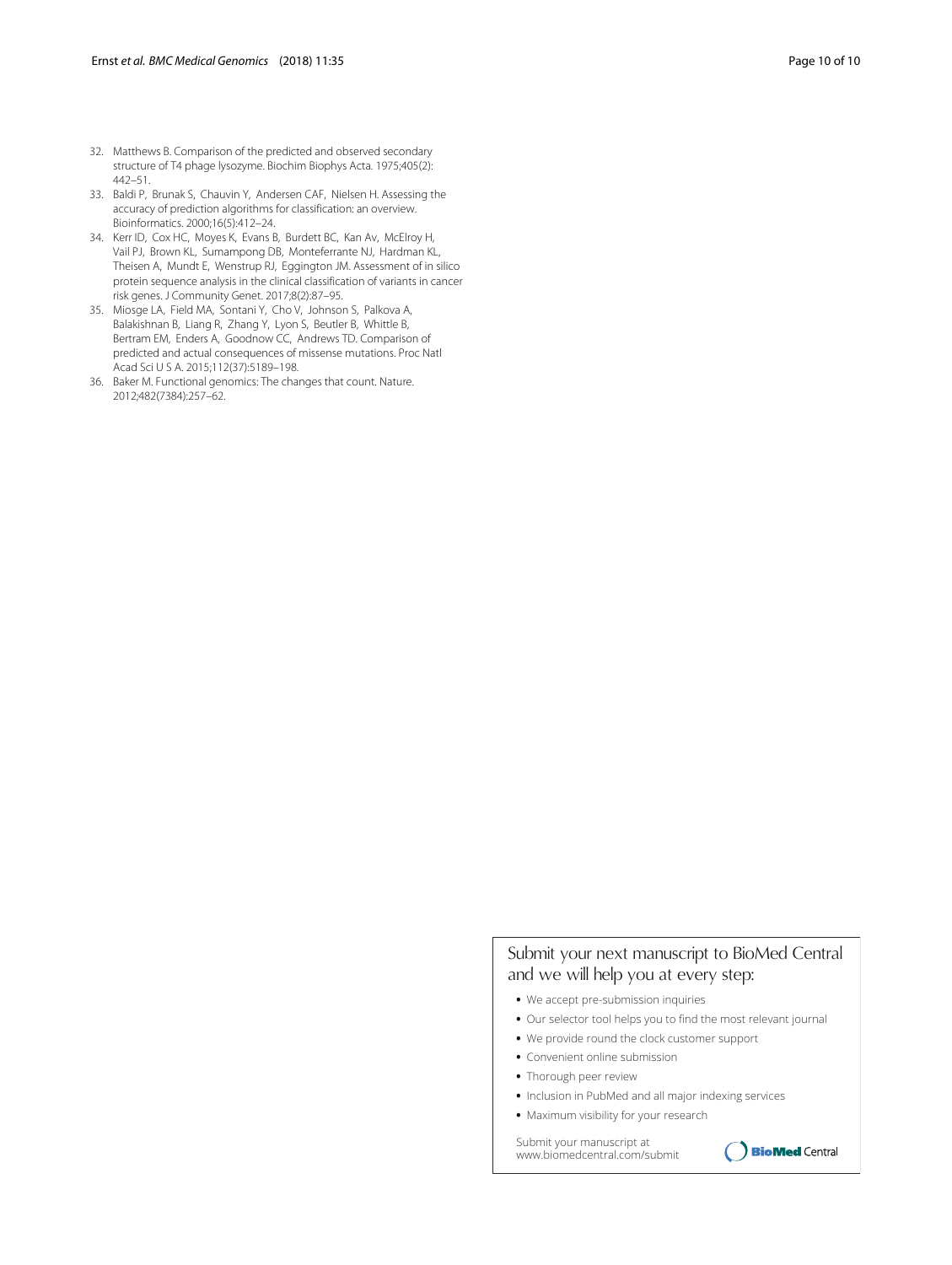32. Matthews B. Comparison of the predicted and observed secondary structure of T4 phage lysozyme. Biochim Biophys Acta. 1975;405(2):442–51.
33. Baldi P, Brunak S, Chauvin Y, Andersen CAF, Nielsen H. Assessing the accuracy of prediction algorithms for classification: an overview. Bioinformatics. 2000;16(5):412–24.
34. Kerr ID, Cox HC, Moyes K, Evans B, Burdett BC, Kan Av, McElroy H, Vail PJ, Brown KL, Sumampong DB, Monteferrante NJ, Hardman KL, Theisen A, Mundt E, Wenstrup RJ, Eggington JM. Assessment of in silico protein sequence analysis in the clinical classification of variants in cancer risk genes. J Community Genet. 2017;8(2):87–95.
35. Miosge LA, Field MA, Sontani Y, Cho V, Johnson S, Palkova A, Balakishnan B, Liang R, Zhang Y, Lyon S, Beutler B, Whittle B, Bertram EM, Enders A, Goodnow CC, Andrews TD. Comparison of predicted and actual consequences of missense mutations. Proc Natl Acad Sci U S A. 2015;112(37):5189–198.
36. Baker M. Functional genomics: The changes that count. Nature. 2012;482(7384):257–62.

Submit your next manuscript to BioMed Central and we will help you at every step:

- We accept pre-submission inquiries
- Our selector tool helps you to find the most relevant journal
- We provide round the clock customer support
- Convenient online submission
- Thorough peer review
- Inclusion in PubMed and all major indexing services
- Maximum visibility for your research

Submit your manuscript at
www.biomedcentral.com/submit

BioMed Central